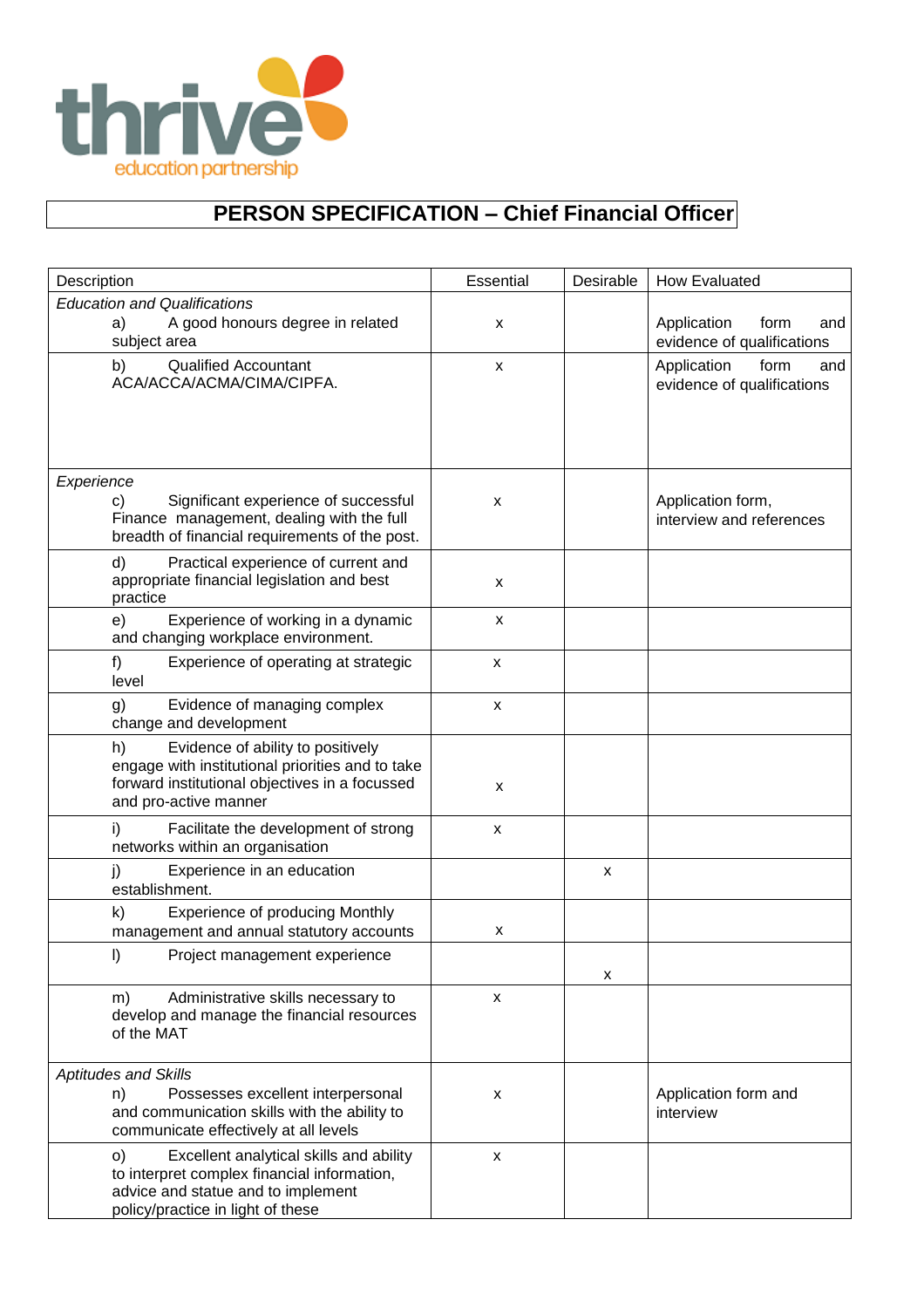thrive
education partnership

# PERSON SPECIFICATION – Chief Financial Officer

| Description | Essential | Desirable | How Evaluated |
|---|---|---|---|
| *Education and Qualifications* a) A good honours degree in related subject area | x | | Application form and evidence of qualifications |
| b) Qualified Accountant ACA/ACCA/ACMA/CIMA/CIPFA. | x | | Application form and evidence of qualifications |
| *Experience* c) Significant experience of successful Finance management, dealing with the full breadth of financial requirements of the post. | x | | Application form, interview and references |
| d) Practical experience of current and appropriate financial legislation and best practice | x | | |
| e) Experience of working in a dynamic and changing workplace environment. | x | | |
| f) Experience of operating at strategic level | x | | |
| g) Evidence of managing complex change and development | x | | |
| h) Evidence of ability to positively engage with institutional priorities and to take forward institutional objectives in a focussed and pro-active manner | x | | |
| i) Facilitate the development of strong networks within an organisation | x | | |
| j) Experience in an education establishment. | | x | |
| k) Experience of producing Monthly management and annual statutory accounts | x | | |
| l) Project management experience | | x | |
| m) Administrative skills necessary to develop and manage the financial resources of the MAT | x | | |
| *Aptitudes and Skills* n) Possesses excellent interpersonal and communication skills with the ability to communicate effectively at all levels | x | | Application form and interview |
| o) Excellent analytical skills and ability to interpret complex financial information, advice and statue and to implement policy/practice in light of these | x | | |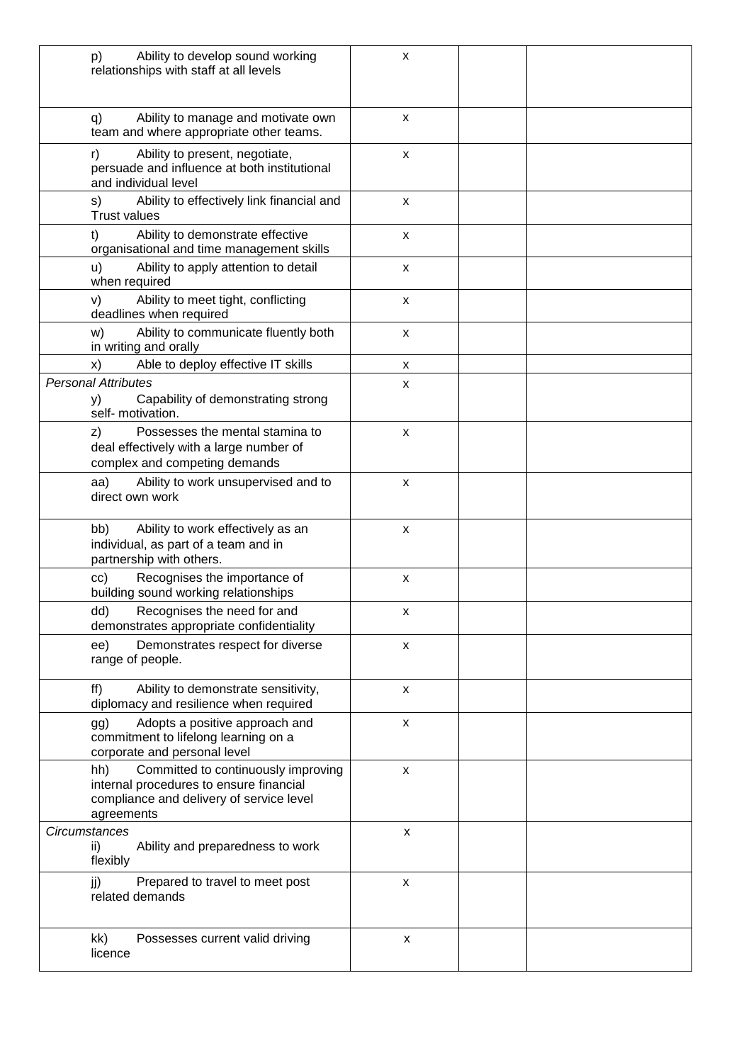| | | | |
|---|---|---|---|
| p) Ability to develop sound working relationships with staff at all levels | x | | |
| q) Ability to manage and motivate own team and where appropriate other teams. | x | | |
| r) Ability to present, negotiate, persuade and influence at both institutional and individual level | x | | |
| s) Ability to effectively link financial and Trust values | x | | |
| t) Ability to demonstrate effective organisational and time management skills | x | | |
| u) Ability to apply attention to detail when required | x | | |
| v) Ability to meet tight, conflicting deadlines when required | x | | |
| w) Ability to communicate fluently both in writing and orally | x | | |
| x) Able to deploy effective IT skills | x | | |
| *Personal Attributes*<br>y) Capability of demonstrating strong self- motivation. | x | | |
| z) Possesses the mental stamina to deal effectively with a large number of complex and competing demands | x | | |
| aa) Ability to work unsupervised and to direct own work | x | | |
| bb) Ability to work effectively as an individual, as part of a team and in partnership with others. | x | | |
| cc) Recognises the importance of building sound working relationships | x | | |
| dd) Recognises the need for and demonstrates appropriate confidentiality | x | | |
| ee) Demonstrates respect for diverse range of people. | x | | |
| ff) Ability to demonstrate sensitivity, diplomacy and resilience when required | x | | |
| gg) Adopts a positive approach and commitment to lifelong learning on a corporate and personal level | x | | |
| hh) Committed to continuously improving internal procedures to ensure financial compliance and delivery of service level agreements | x | | |
| *Circumstances*<br>ii) Ability and preparedness to work flexibly | x | | |
| jj) Prepared to travel to meet post related demands | x | | |
| kk) Possesses current valid driving licence | x | | |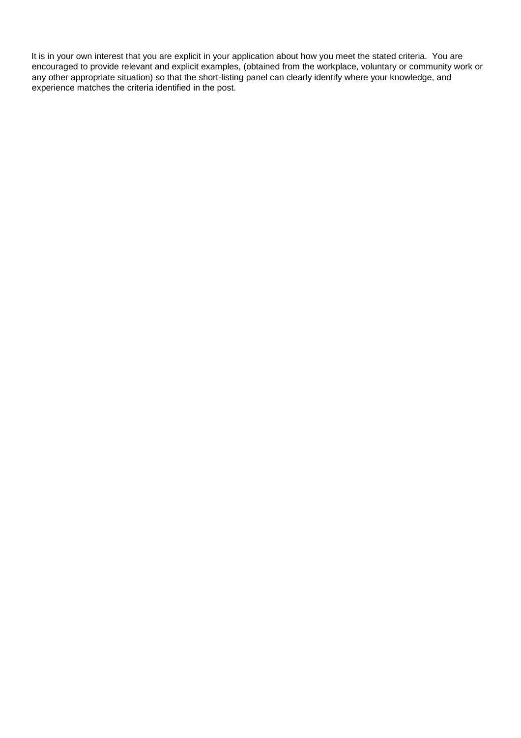It is in your own interest that you are explicit in your application about how you meet the stated criteria. You are encouraged to provide relevant and explicit examples, (obtained from the workplace, voluntary or community work or any other appropriate situation) so that the short-listing panel can clearly identify where your knowledge, and experience matches the criteria identified in the post.